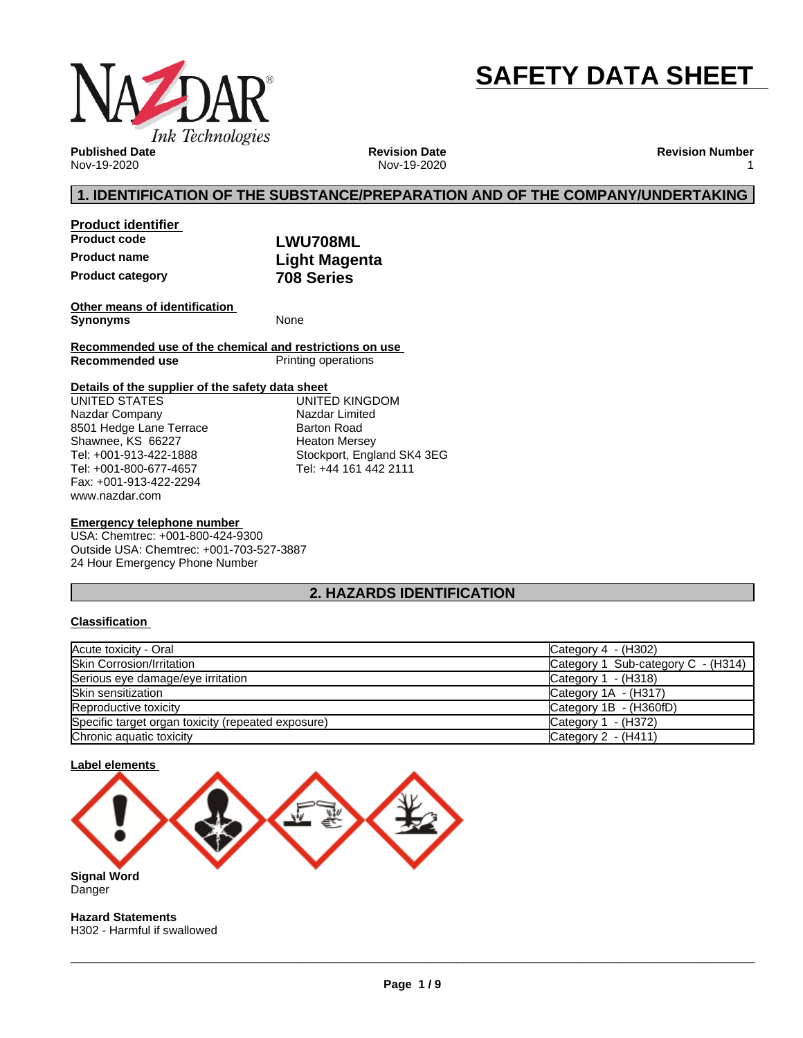# SAFETY DATA SHEET

**Published Date**
Nov-19-2020

**Revision Date**
Nov-19-2020

**Revision Number**
1

## 1. IDENTIFICATION OF THE SUBSTANCE/PREPARATION AND OF THE COMPANY/UNDERTAKING

**Product identifier**

| | |
|---|---|
| **Product code** | **LWU708ML** |
| **Product name** | **Light Magenta** |
| **Product category** | **708 Series** |

**Other means of identification**

**Synonyms** None

**Recommended use of the chemical and restrictions on use**

**Recommended use** Printing operations

**Details of the supplier of the safety data sheet**

UNITED STATES
Nazdar Company
8501 Hedge Lane Terrace
Shawnee, KS 66227
Tel: +001-913-422-1888
Tel: +001-800-677-4657
Fax: +001-913-422-2294
www.nazdar.com

UNITED KINGDOM
Nazdar Limited
Barton Road
Heaton Mersey
Stockport, England SK4 3EG
Tel: +44 161 442 2111

**Emergency telephone number**

USA: Chemtrec: +001-800-424-9300
Outside USA: Chemtrec: +001-703-527-3887
24 Hour Emergency Phone Number

## 2. HAZARDS IDENTIFICATION

**Classification**

| Hazard class | Category |
|---|---|
| Acute toxicity - Oral | Category 4 - (H302) |
| Skin Corrosion/Irritation | Category 1 Sub-category C - (H314) |
| Serious eye damage/eye irritation | Category 1 - (H318) |
| Skin sensitization | Category 1A - (H317) |
| Reproductive toxicity | Category 1B - (H360fD) |
| Specific target organ toxicity (repeated exposure) | Category 1 - (H372) |
| Chronic aquatic toxicity | Category 2 - (H411) |

**Label elements**

**Signal Word**
Danger

**Hazard Statements**
H302 - Harmful if swallowed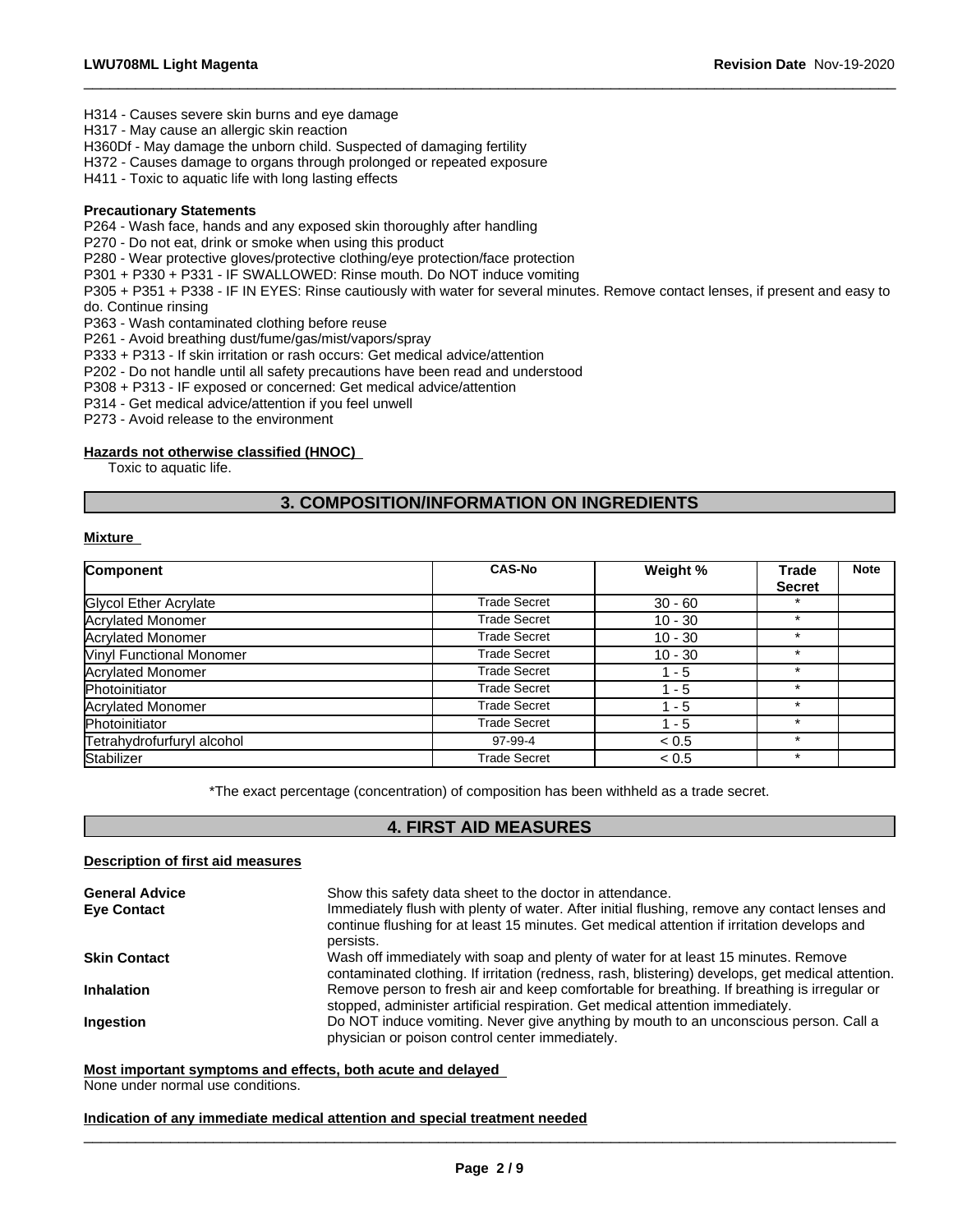H314 - Causes severe skin burns and eye damage
H317 - May cause an allergic skin reaction
H360Df - May damage the unborn child. Suspected of damaging fertility
H372 - Causes damage to organs through prolonged or repeated exposure
H411 - Toxic to aquatic life with long lasting effects

**Precautionary Statements**

P264 - Wash face, hands and any exposed skin thoroughly after handling
P270 - Do not eat, drink or smoke when using this product
P280 - Wear protective gloves/protective clothing/eye protection/face protection
P301 + P330 + P331 - IF SWALLOWED: Rinse mouth. Do NOT induce vomiting
P305 + P351 + P338 - IF IN EYES: Rinse cautiously with water for several minutes. Remove contact lenses, if present and easy to do. Continue rinsing
P363 - Wash contaminated clothing before reuse
P261 - Avoid breathing dust/fume/gas/mist/vapors/spray
P333 + P313 - If skin irritation or rash occurs: Get medical advice/attention
P202 - Do not handle until all safety precautions have been read and understood
P308 + P313 - IF exposed or concerned: Get medical advice/attention
P314 - Get medical advice/attention if you feel unwell
P273 - Avoid release to the environment

**Hazards not otherwise classified (HNOC)**

Toxic to aquatic life.

## 3. COMPOSITION/INFORMATION ON INGREDIENTS

**Mixture**

| Component | CAS-No | Weight % | Trade Secret | Note |
|---|---|---|---|---|
| Glycol Ether Acrylate | Trade Secret | 30 - 60 | * | |
| Acrylated Monomer | Trade Secret | 10 - 30 | * | |
| Acrylated Monomer | Trade Secret | 10 - 30 | * | |
| Vinyl Functional Monomer | Trade Secret | 10 - 30 | * | |
| Acrylated Monomer | Trade Secret | 1 - 5 | * | |
| Photoinitiator | Trade Secret | 1 - 5 | * | |
| Acrylated Monomer | Trade Secret | 1 - 5 | * | |
| Photoinitiator | Trade Secret | 1 - 5 | * | |
| Tetrahydrofurfuryl alcohol | 97-99-4 | < 0.5 | * | |
| Stabilizer | Trade Secret | < 0.5 | * | |

*The exact percentage (concentration) of composition has been withheld as a trade secret.

## 4. FIRST AID MEASURES

**Description of first aid measures**

**General Advice** Show this safety data sheet to the doctor in attendance.

**Eye Contact** Immediately flush with plenty of water. After initial flushing, remove any contact lenses and continue flushing for at least 15 minutes. Get medical attention if irritation develops and persists.

**Skin Contact** Wash off immediately with soap and plenty of water for at least 15 minutes. Remove contaminated clothing. If irritation (redness, rash, blistering) develops, get medical attention.

**Inhalation** Remove person to fresh air and keep comfortable for breathing. If breathing is irregular or stopped, administer artificial respiration. Get medical attention immediately.

**Ingestion** Do NOT induce vomiting. Never give anything by mouth to an unconscious person. Call a physician or poison control center immediately.

**Most important symptoms and effects, both acute and delayed**

None under normal use conditions.

**Indication of any immediate medical attention and special treatment needed**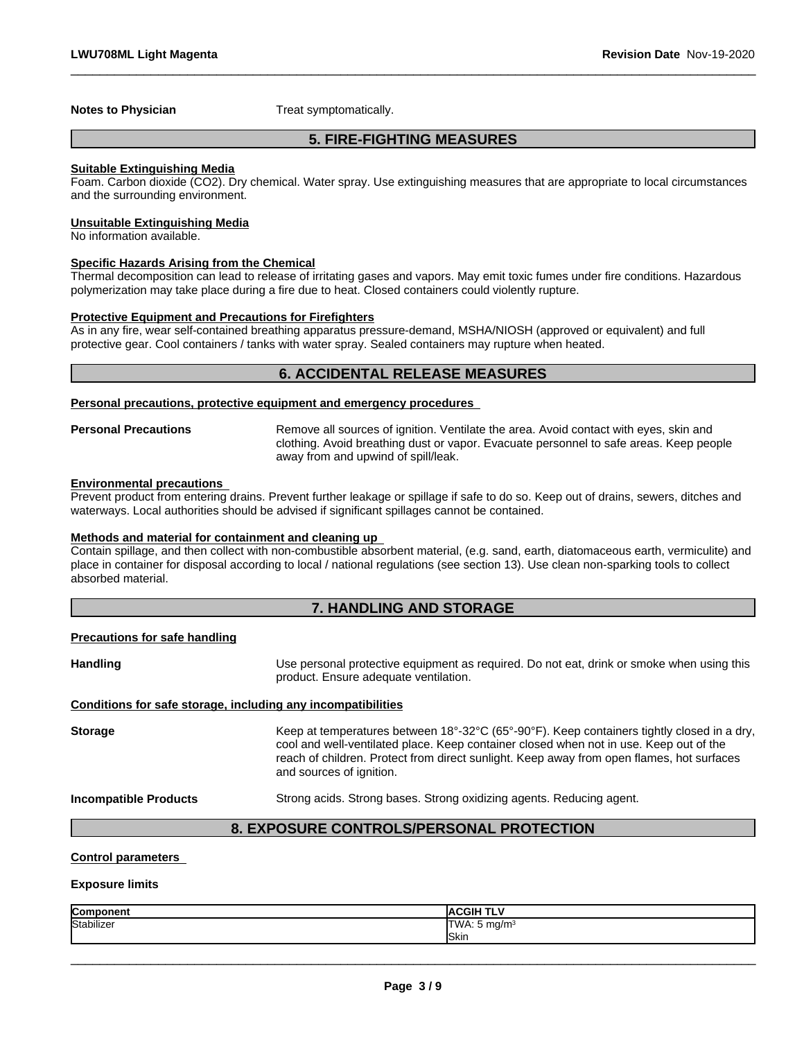**Notes to Physician** Treat symptomatically.

## 5. FIRE-FIGHTING MEASURES

**Suitable Extinguishing Media**

Foam. Carbon dioxide ($CO_2$). Dry chemical. Water spray. Use extinguishing measures that are appropriate to local circumstances and the surrounding environment.

**Unsuitable Extinguishing Media**

No information available.

**Specific Hazards Arising from the Chemical**

Thermal decomposition can lead to release of irritating gases and vapors. May emit toxic fumes under fire conditions. Hazardous polymerization may take place during a fire due to heat. Closed containers could violently rupture.

**Protective Equipment and Precautions for Firefighters**

As in any fire, wear self-contained breathing apparatus pressure-demand, MSHA/NIOSH (approved or equivalent) and full protective gear. Cool containers / tanks with water spray. Sealed containers may rupture when heated.

## 6. ACCIDENTAL RELEASE MEASURES

**Personal precautions, protective equipment and emergency procedures**

**Personal Precautions** Remove all sources of ignition. Ventilate the area. Avoid contact with eyes, skin and clothing. Avoid breathing dust or vapor. Evacuate personnel to safe areas. Keep people away from and upwind of spill/leak.

**Environmental precautions**

Prevent product from entering drains. Prevent further leakage or spillage if safe to do so. Keep out of drains, sewers, ditches and waterways. Local authorities should be advised if significant spillages cannot be contained.

**Methods and material for containment and cleaning up**

Contain spillage, and then collect with non-combustible absorbent material, (e.g. sand, earth, diatomaceous earth, vermiculite) and place in container for disposal according to local / national regulations (see section 13). Use clean non-sparking tools to collect absorbed material.

## 7. HANDLING AND STORAGE

**Precautions for safe handling**

**Handling** Use personal protective equipment as required. Do not eat, drink or smoke when using this product. Ensure adequate ventilation.

**Conditions for safe storage, including any incompatibilities**

**Storage** Keep at temperatures between 18°-32°C (65°-90°F). Keep containers tightly closed in a dry, cool and well-ventilated place. Keep container closed when not in use. Keep out of the reach of children. Protect from direct sunlight. Keep away from open flames, hot surfaces and sources of ignition.

**Incompatible Products** Strong acids. Strong bases. Strong oxidizing agents. Reducing agent.

## 8. EXPOSURE CONTROLS/PERSONAL PROTECTION

**Control parameters**

**Exposure limits**

| Component | ACGIH TLV |
|---|---|
| Stabilizer | TWA: 5 mg/m$^3$<br>Skin |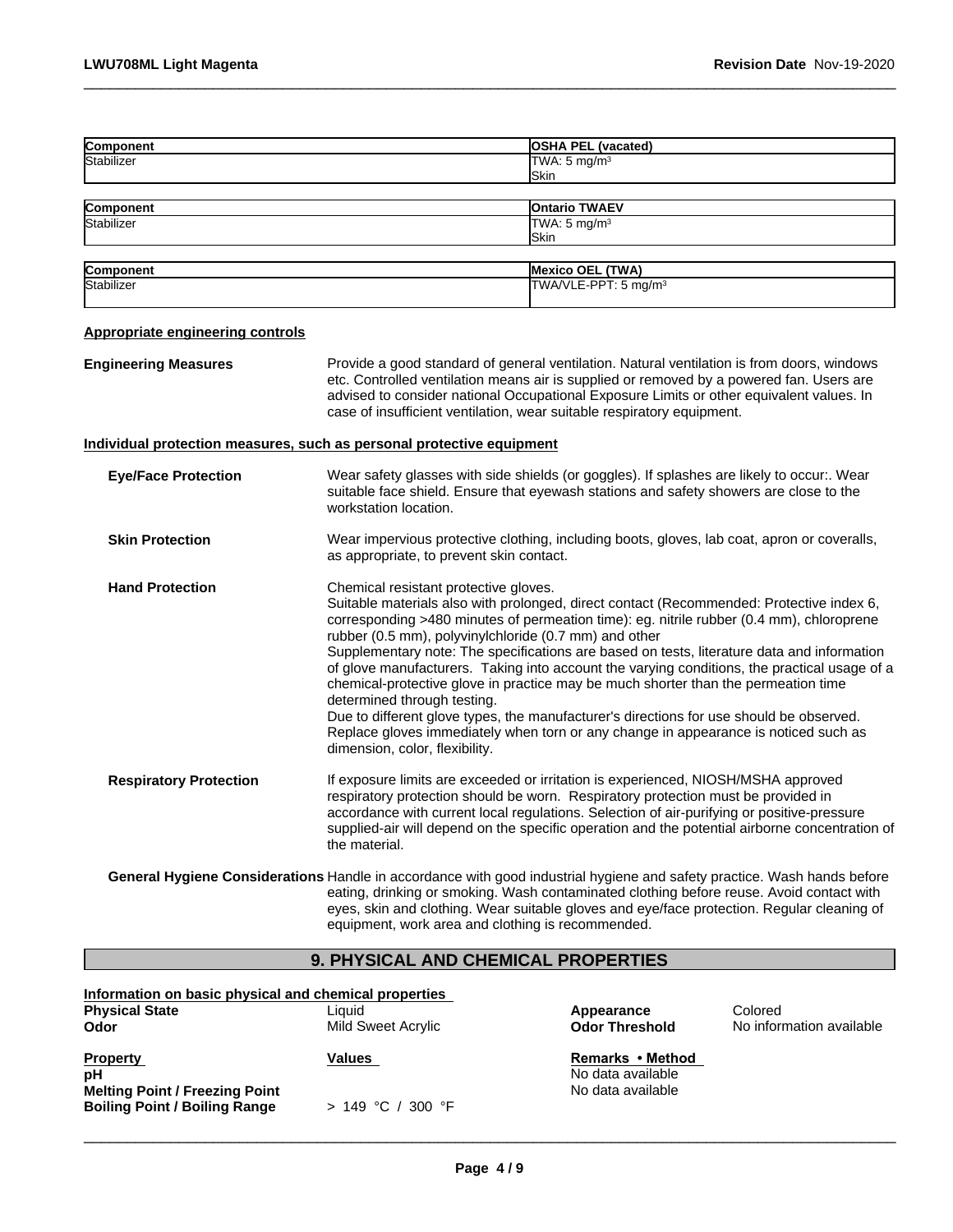| Component | OSHA PEL (vacated) |
| --- | --- |
| Stabilizer | TWA: 5 mg/m³<br>Skin |

| Component | Ontario TWAEV |
| --- | --- |
| Stabilizer | TWA: 5 mg/m³<br>Skin |

| Component | Mexico OEL (TWA) |
| --- | --- |
| Stabilizer | TWA/VLE-PPT: 5 mg/m³ |

**Appropriate engineering controls**

**Engineering Measures**: Provide a good standard of general ventilation. Natural ventilation is from doors, windows etc. Controlled ventilation means air is supplied or removed by a powered fan. Users are advised to consider national Occupational Exposure Limits or other equivalent values. In case of insufficient ventilation, wear suitable respiratory equipment.

**Individual protection measures, such as personal protective equipment**

**Eye/Face Protection**: Wear safety glasses with side shields (or goggles). If splashes are likely to occur:. Wear suitable face shield. Ensure that eyewash stations and safety showers are close to the workstation location.

**Skin Protection**: Wear impervious protective clothing, including boots, gloves, lab coat, apron or coveralls, as appropriate, to prevent skin contact.

**Hand Protection**: Chemical resistant protective gloves.
Suitable materials also with prolonged, direct contact (Recommended: Protective index 6, corresponding >480 minutes of permeation time): eg. nitrile rubber (0.4 mm), chloroprene rubber (0.5 mm), polyvinylchloride (0.7 mm) and other
Supplementary note: The specifications are based on tests, literature data and information of glove manufacturers. Taking into account the varying conditions, the practical usage of a chemical-protective glove in practice may be much shorter than the permeation time determined through testing.
Due to different glove types, the manufacturer's directions for use should be observed. Replace gloves immediately when torn or any change in appearance is noticed such as dimension, color, flexibility.

**Respiratory Protection**: If exposure limits are exceeded or irritation is experienced, NIOSH/MSHA approved respiratory protection should be worn. Respiratory protection must be provided in accordance with current local regulations. Selection of air-purifying or positive-pressure supplied-air will depend on the specific operation and the potential airborne concentration of the material.

**General Hygiene Considerations**: Handle in accordance with good industrial hygiene and safety practice. Wash hands before eating, drinking or smoking. Wash contaminated clothing before reuse. Avoid contact with eyes, skin and clothing. Wear suitable gloves and eye/face protection. Regular cleaning of equipment, work area and clothing is recommended.

## 9. PHYSICAL AND CHEMICAL PROPERTIES

**Information on basic physical and chemical properties**

| | | | |
| --- | --- | --- | --- |
| **Physical State** | Liquid | **Appearance** | Colored |
| **Odor** | Mild Sweet Acrylic | **Odor Threshold** | No information available |

| Property | Values | Remarks • Method |
| --- | --- | --- |
| **pH** | | No data available |
| **Melting Point / Freezing Point** | | No data available |
| **Boiling Point / Boiling Range** | > 149 °C / 300 °F | |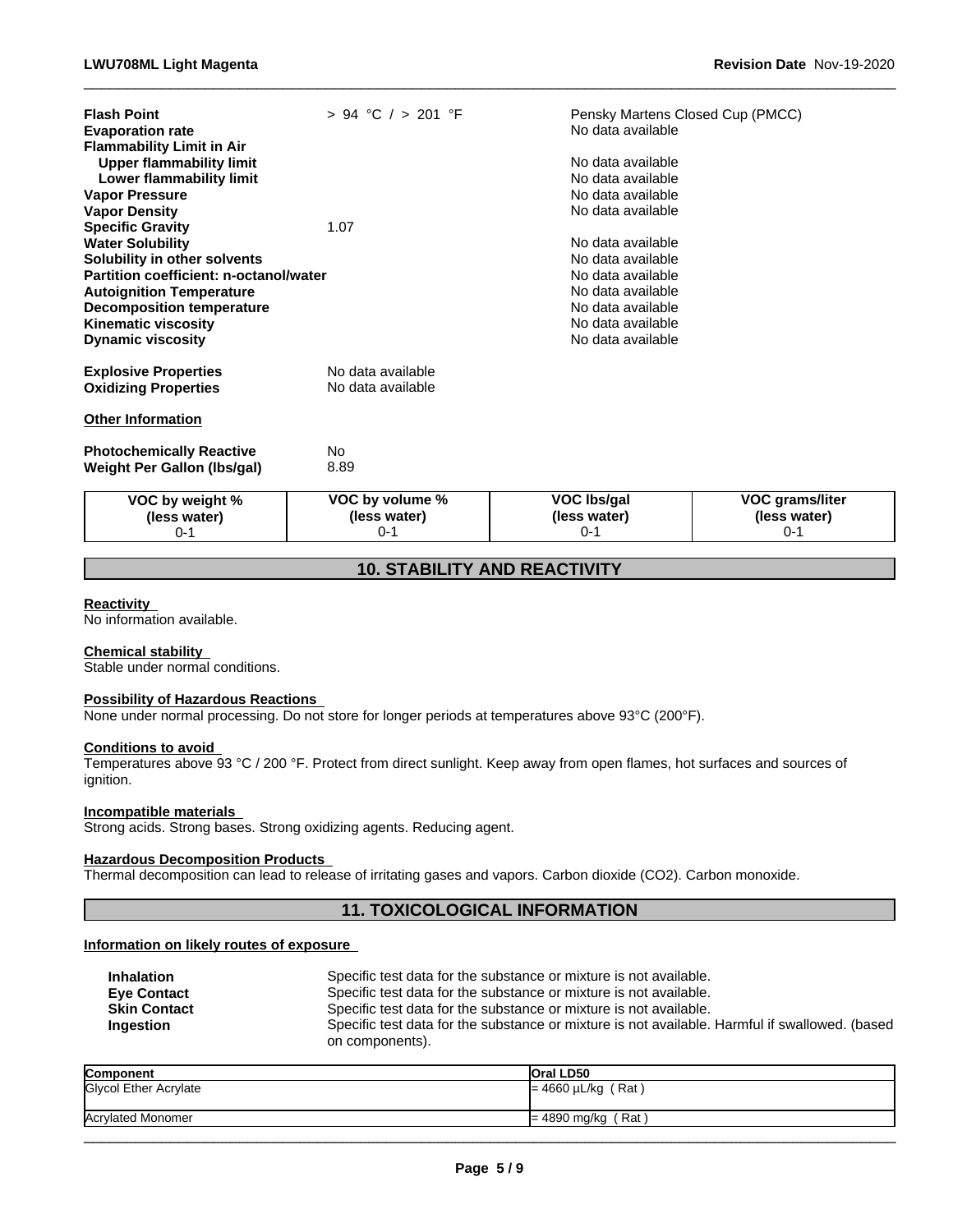| | | |
|---|---|---|
| **Flash Point** | > 94 °C / > 201 °F | Pensky Martens Closed Cup (PMCC) |
| **Evaporation rate** | | No data available |
| **Flammability Limit in Air** | | |
| **Upper flammability limit** | | No data available |
| **Lower flammability limit** | | No data available |
| **Vapor Pressure** | | No data available |
| **Vapor Density** | | No data available |
| **Specific Gravity** | 1.07 | |
| **Water Solubility** | | No data available |
| **Solubility in other solvents** | | No data available |
| **Partition coefficient: n-octanol/water** | | No data available |
| **Autoignition Temperature** | | No data available |
| **Decomposition temperature** | | No data available |
| **Kinematic viscosity** | | No data available |
| **Dynamic viscosity** | | No data available |

**Explosive Properties** No data available
**Oxidizing Properties** No data available

**Other Information**

**Photochemically Reactive** No
**Weight Per Gallon (lbs/gal)** 8.89

| VOC by weight % (less water) | VOC by volume % (less water) | VOC lbs/gal (less water) | VOC grams/liter (less water) |
|---|---|---|---|
| 0-1 | 0-1 | 0-1 | 0-1 |

## 10. STABILITY AND REACTIVITY

**Reactivity**
No information available.

**Chemical stability**
Stable under normal conditions.

**Possibility of Hazardous Reactions**
None under normal processing. Do not store for longer periods at temperatures above 93°C (200°F).

**Conditions to avoid**
Temperatures above 93 °C / 200 °F. Protect from direct sunlight. Keep away from open flames, hot surfaces and sources of ignition.

**Incompatible materials**
Strong acids. Strong bases. Strong oxidizing agents. Reducing agent.

**Hazardous Decomposition Products**
Thermal decomposition can lead to release of irritating gases and vapors. Carbon dioxide ($CO_2$). Carbon monoxide.

## 11. TOXICOLOGICAL INFORMATION

**Information on likely routes of exposure**

| | |
|---|---|
| **Inhalation** | Specific test data for the substance or mixture is not available. |
| **Eye Contact** | Specific test data for the substance or mixture is not available. |
| **Skin Contact** | Specific test data for the substance or mixture is not available. |
| **Ingestion** | Specific test data for the substance or mixture is not available. Harmful if swallowed. (based on components). |

| Component | Oral LD50 |
|---|---|
| Glycol Ether Acrylate | = 4660 µL/kg ( Rat ) |
| Acrylated Monomer | = 4890 mg/kg ( Rat ) |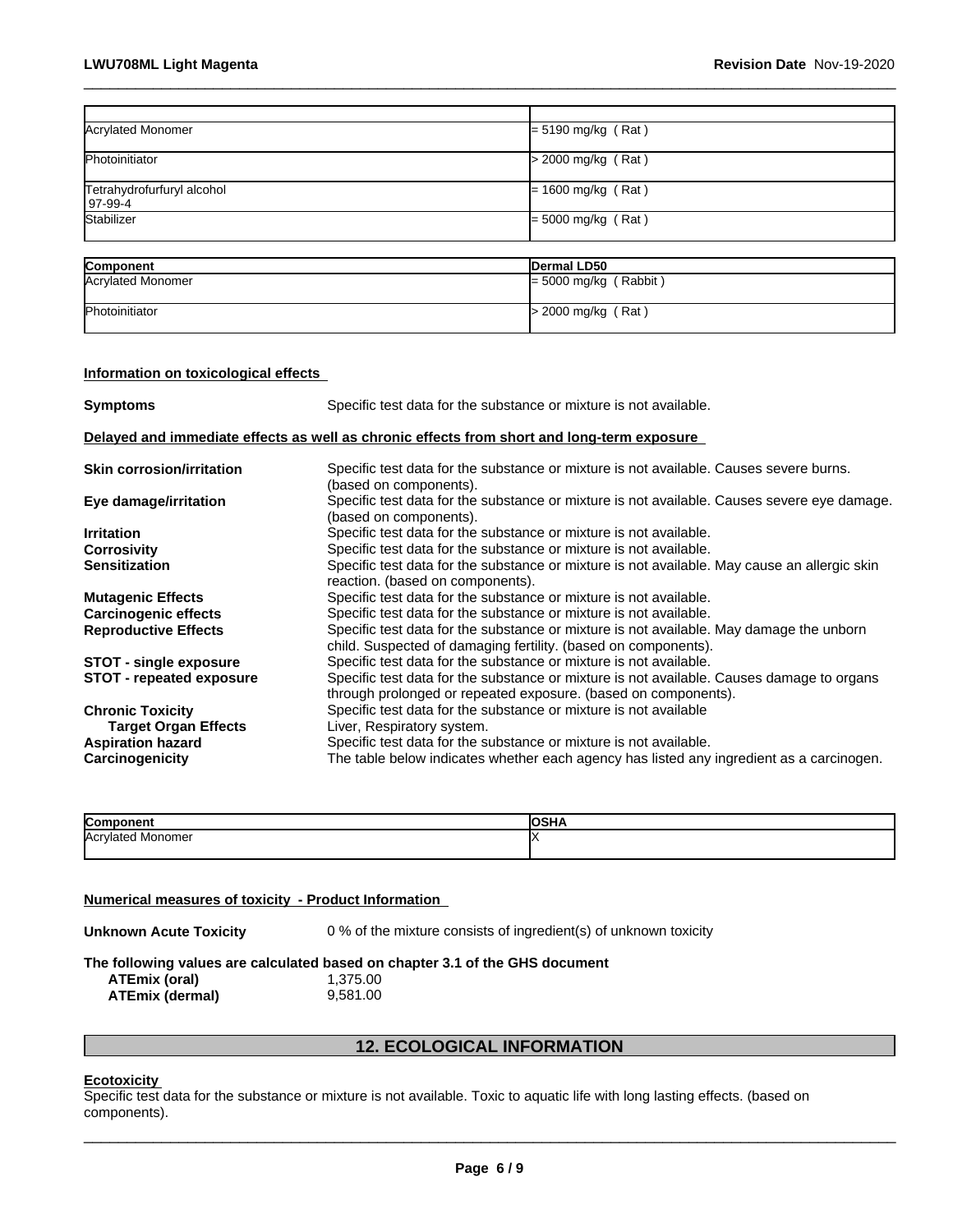| | |
|---|---|
| Acrylated Monomer | = 5190 mg/kg ( Rat ) |
| Photoinitiator | > 2000 mg/kg ( Rat ) |
| Tetrahydrofurfuryl alcohol 97-99-4 | = 1600 mg/kg ( Rat ) |
| Stabilizer | = 5000 mg/kg ( Rat ) |

| Component | Dermal LD50 |
|---|---|
| Acrylated Monomer | = 5000 mg/kg ( Rabbit ) |
| Photoinitiator | > 2000 mg/kg ( Rat ) |

**Information on toxicological effects**

**Symptoms** Specific test data for the substance or mixture is not available.

**Delayed and immediate effects as well as chronic effects from short and long-term exposure**

**Skin corrosion/irritation** Specific test data for the substance or mixture is not available. Causes severe burns. (based on components).

**Eye damage/irritation** Specific test data for the substance or mixture is not available. Causes severe eye damage. (based on components).

**Irritation** Specific test data for the substance or mixture is not available.

**Corrosivity** Specific test data for the substance or mixture is not available.

**Sensitization** Specific test data for the substance or mixture is not available. May cause an allergic skin reaction. (based on components).

**Mutagenic Effects** Specific test data for the substance or mixture is not available.

**Carcinogenic effects** Specific test data for the substance or mixture is not available.

**Reproductive Effects** Specific test data for the substance or mixture is not available. May damage the unborn child. Suspected of damaging fertility. (based on components).

**STOT - single exposure** Specific test data for the substance or mixture is not available.

**STOT - repeated exposure** Specific test data for the substance or mixture is not available. Causes damage to organs through prolonged or repeated exposure. (based on components).

**Chronic Toxicity** Specific test data for the substance or mixture is not available

**Target Organ Effects** Liver, Respiratory system.

**Aspiration hazard** Specific test data for the substance or mixture is not available.

**Carcinogenicity** The table below indicates whether each agency has listed any ingredient as a carcinogen.

| Component | OSHA |
|---|---|
| Acrylated Monomer | X |

**Numerical measures of toxicity - Product Information**

**Unknown Acute Toxicity** 0 % of the mixture consists of ingredient(s) of unknown toxicity

**The following values are calculated based on chapter 3.1 of the GHS document**

**ATEmix (oral)** 1,375.00

**ATEmix (dermal)** 9,581.00

## 12. ECOLOGICAL INFORMATION

**Ecotoxicity**

Specific test data for the substance or mixture is not available. Toxic to aquatic life with long lasting effects. (based on components).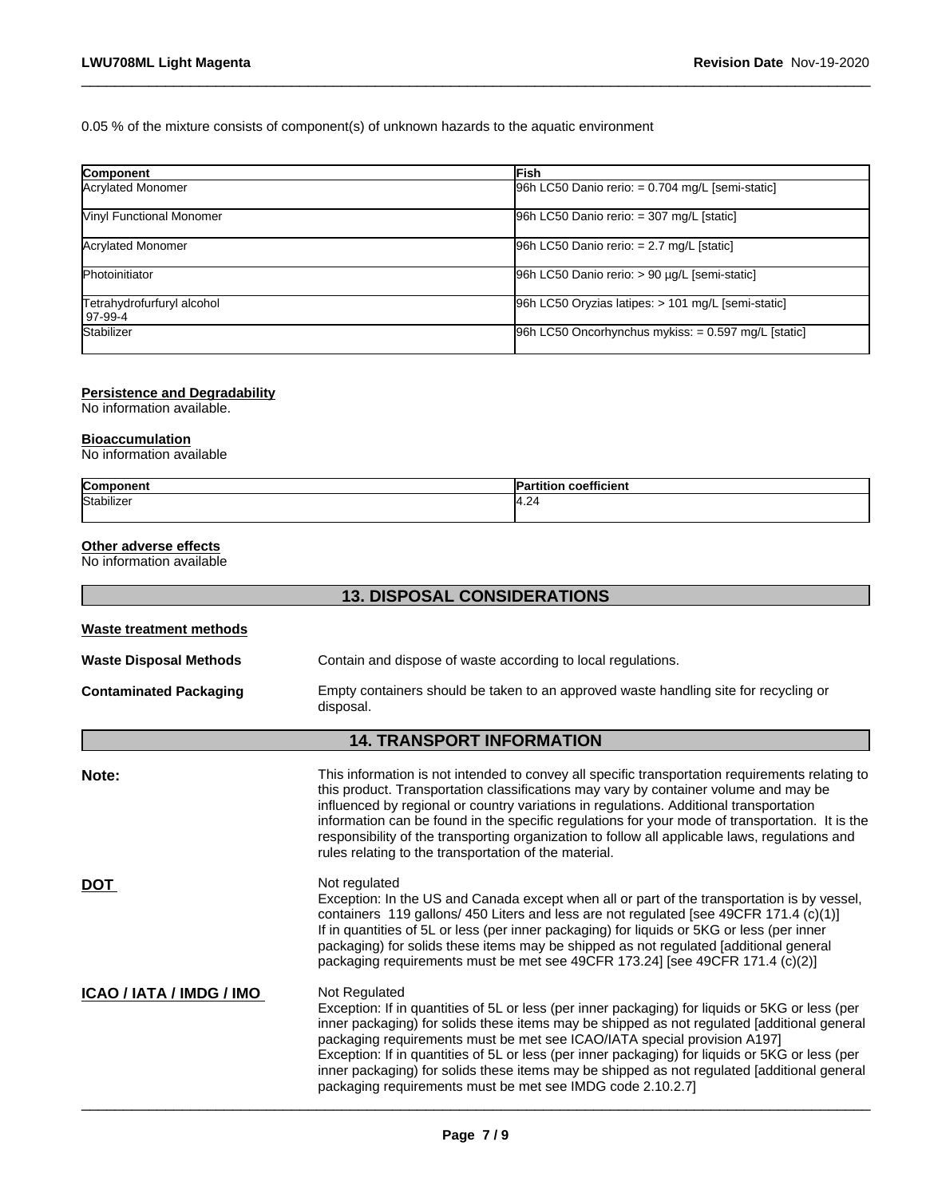0.05 % of the mixture consists of component(s) of unknown hazards to the aquatic environment

| Component | Fish |
|---|---|
| Acrylated Monomer | 96h LC50 Danio rerio: = 0.704 mg/L [semi-static] |
| Vinyl Functional Monomer | 96h LC50 Danio rerio: = 307 mg/L [static] |
| Acrylated Monomer | 96h LC50 Danio rerio: = 2.7 mg/L [static] |
| Photoinitiator | 96h LC50 Danio rerio: > 90 µg/L [semi-static] |
| Tetrahydrofurfuryl alcohol 97-99-4 | 96h LC50 Oryzias latipes: > 101 mg/L [semi-static] |
| Stabilizer | 96h LC50 Oncorhynchus mykiss: = 0.597 mg/L [static] |

**Persistence and Degradability**
No information available.

**Bioaccumulation**
No information available

| Component | Partition coefficient |
|---|---|
| Stabilizer | 4.24 |

**Other adverse effects**
No information available

## 13. DISPOSAL CONSIDERATIONS

**Waste treatment methods**

**Waste Disposal Methods** Contain and dispose of waste according to local regulations.

**Contaminated Packaging** Empty containers should be taken to an approved waste handling site for recycling or disposal.

## 14. TRANSPORT INFORMATION

**Note:** This information is not intended to convey all specific transportation requirements relating to this product. Transportation classifications may vary by container volume and may be influenced by regional or country variations in regulations. Additional transportation information can be found in the specific regulations for your mode of transportation. It is the responsibility of the transporting organization to follow all applicable laws, regulations and rules relating to the transportation of the material.

**DOT**
Not regulated
Exception: In the US and Canada except when all or part of the transportation is by vessel, containers 119 gallons/ 450 Liters and less are not regulated [see 49CFR 171.4 (c)(1)]
If in quantities of 5L or less (per inner packaging) for liquids or 5KG or less (per inner packaging) for solids these items may be shipped as not regulated [additional general packaging requirements must be met see 49CFR 173.24] [see 49CFR 171.4 (c)(2)]

**ICAO / IATA / IMDG / IMO**
Not Regulated
Exception: If in quantities of 5L or less (per inner packaging) for liquids or 5KG or less (per inner packaging) for solids these items may be shipped as not regulated [additional general packaging requirements must be met see ICAO/IATA special provision A197]
Exception: If in quantities of 5L or less (per inner packaging) for liquids or 5KG or less (per inner packaging) for solids these items may be shipped as not regulated [additional general packaging requirements must be met see IMDG code 2.10.2.7]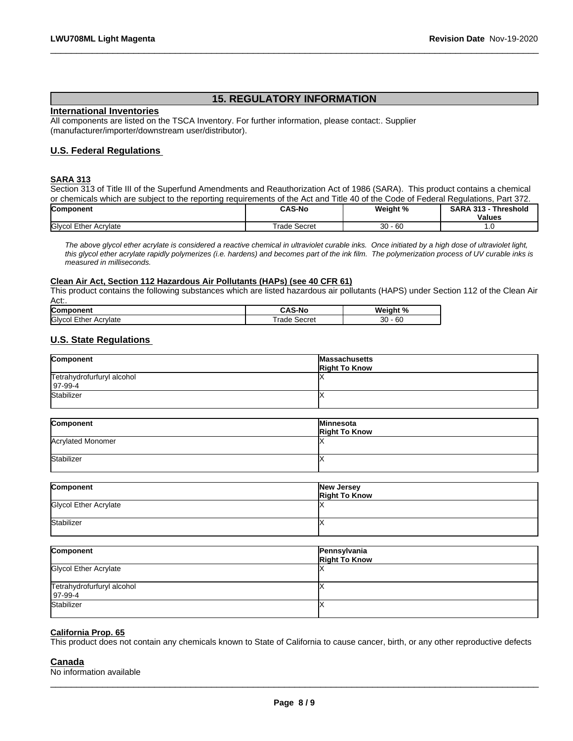## 15. REGULATORY INFORMATION

### International Inventories

All components are listed on the TSCA Inventory. For further information, please contact:. Supplier (manufacturer/importer/downstream user/distributor).

### U.S. Federal Regulations

#### SARA 313

Section 313 of Title III of the Superfund Amendments and Reauthorization Act of 1986 (SARA). This product contains a chemical or chemicals which are subject to the reporting requirements of the Act and Title 40 of the Code of Federal Regulations, Part 372.

| Component | CAS-No | Weight % | SARA 313 - Threshold Values |
|---|---|---|---|
| Glycol Ether Acrylate | Trade Secret | 30 - 60 | 1.0 |

*The above glycol ether acrylate is considered a reactive chemical in ultraviolet curable inks. Once initiated by a high dose of ultraviolet light, this glycol ether acrylate rapidly polymerizes (i.e. hardens) and becomes part of the ink film. The polymerization process of UV curable inks is measured in milliseconds.*

#### Clean Air Act, Section 112 Hazardous Air Pollutants (HAPs) (see 40 CFR 61)

This product contains the following substances which are listed hazardous air pollutants (HAPS) under Section 112 of the Clean Air Act:.

| Component | CAS-No | Weight % |
|---|---|---|
| Glycol Ether Acrylate | Trade Secret | 30 - 60 |

### U.S. State Regulations

| Component | Massachusetts Right To Know |
|---|---|
| Tetrahydrofurfuryl alcohol 97-99-4 | X |
| Stabilizer | X |

| Component | Minnesota Right To Know |
|---|---|
| Acrylated Monomer | X |
| Stabilizer | X |

| Component | New Jersey Right To Know |
|---|---|
| Glycol Ether Acrylate | X |
| Stabilizer | X |

| Component | Pennsylvania Right To Know |
|---|---|
| Glycol Ether Acrylate | X |
| Tetrahydrofurfuryl alcohol 97-99-4 | X |
| Stabilizer | X |

#### California Prop. 65

This product does not contain any chemicals known to State of California to cause cancer, birth, or any other reproductive defects

### Canada

No information available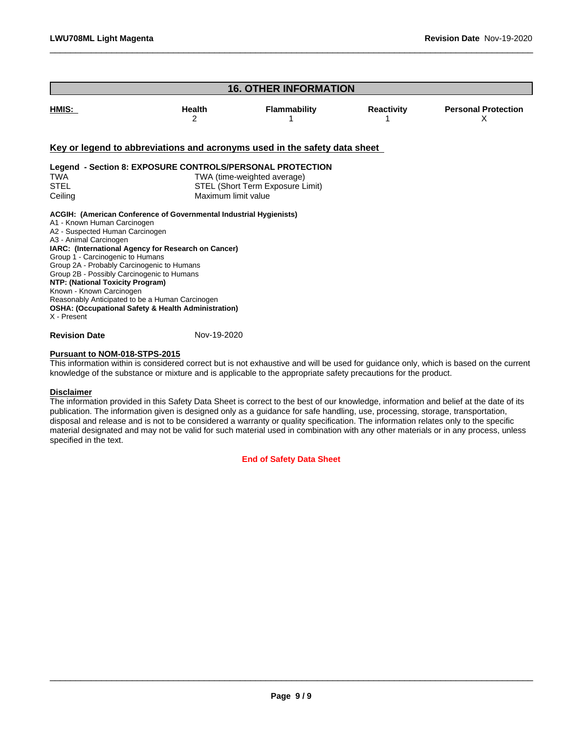## 16. OTHER INFORMATION

| HMIS: | Health | Flammability | Reactivity | Personal Protection |
|---|---|---|---|---|
| | 2 | 1 | 1 | X |

### Key or legend to abbreviations and acronyms used in the safety data sheet

**Legend - Section 8: EXPOSURE CONTROLS/PERSONAL PROTECTION**

| | |
|---|---|
| TWA | TWA (time-weighted average) |
| STEL | STEL (Short Term Exposure Limit) |
| Ceiling | Maximum limit value |

**ACGIH: (American Conference of Governmental Industrial Hygienists)**
A1 - Known Human Carcinogen
A2 - Suspected Human Carcinogen
A3 - Animal Carcinogen
**IARC: (International Agency for Research on Cancer)**
Group 1 - Carcinogenic to Humans
Group 2A - Probably Carcinogenic to Humans
Group 2B - Possibly Carcinogenic to Humans
**NTP: (National Toxicity Program)**
Known - Known Carcinogen
Reasonably Anticipated to be a Human Carcinogen
**OSHA: (Occupational Safety & Health Administration)**
X - Present

**Revision Date** Nov-19-2020

**Pursuant to NOM-018-STPS-2015**
This information within is considered correct but is not exhaustive and will be used for guidance only, which is based on the current knowledge of the substance or mixture and is applicable to the appropriate safety precautions for the product.

**Disclaimer**
The information provided in this Safety Data Sheet is correct to the best of our knowledge, information and belief at the date of its publication. The information given is designed only as a guidance for safe handling, use, processing, storage, transportation, disposal and release and is not to be considered a warranty or quality specification. The information relates only to the specific material designated and may not be valid for such material used in combination with any other materials or in any process, unless specified in the text.

**End of Safety Data Sheet**